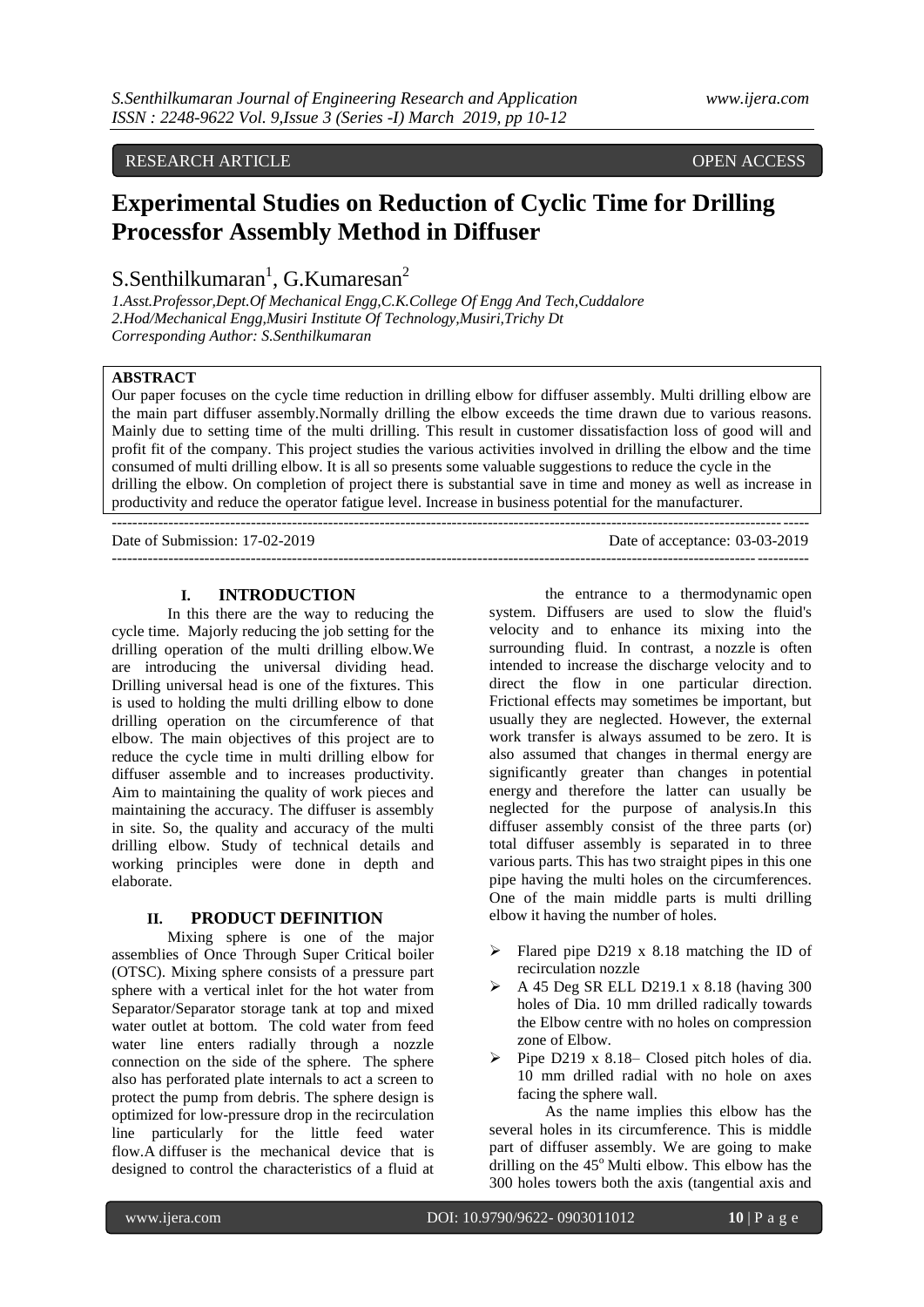RESEARCH ARTICLE OPEN ACCESS

# Experimental Studies on Reduction of Cyclic Time for Drilling Processfor Assembly Method in Diffuser

S.Senthilkumaran[1], G.Kumaresan[2]

*1.Asst.Professor,Dept.Of Mechanical Engg,C.K.College Of Engg And Tech,Cuddalore*
*2.Hod/Mechanical Engg,Musiri Institute Of Technology,Musiri,Trichy Dt*
*Corresponding Author: S.Senthilkumaran*

**ABSTRACT**

Our paper focuses on the cycle time reduction in drilling elbow for diffuser assembly. Multi drilling elbow are the main part diffuser assembly.Normally drilling the elbow exceeds the time drawn due to various reasons. Mainly due to setting time of the multi drilling. This result in customer dissatisfaction loss of good will and profit fit of the company. This project studies the various activities involved in drilling the elbow and the time consumed of multi drilling elbow. It is all so presents some valuable suggestions to reduce the cycle in the drilling the elbow. On completion of project there is substantial save in time and money as well as increase in productivity and reduce the operator fatigue level. Increase in business potential for the manufacturer.

Date of Submission: 17-02-2019 Date of acceptance: 03-03-2019

## I. INTRODUCTION

In this there are the way to reducing the cycle time. Majorly reducing the job setting for the drilling operation of the multi drilling elbow.We are introducing the universal dividing head. Drilling universal head is one of the fixtures. This is used to holding the multi drilling elbow to done drilling operation on the circumference of that elbow. The main objectives of this project are to reduce the cycle time in multi drilling elbow for diffuser assemble and to increases productivity. Aim to maintaining the quality of work pieces and maintaining the accuracy. The diffuser is assembly in site. So, the quality and accuracy of the multi drilling elbow. Study of technical details and working principles were done in depth and elaborate.

## II. PRODUCT DEFINITION

Mixing sphere is one of the major assemblies of Once Through Super Critical boiler (OTSC). Mixing sphere consists of a pressure part sphere with a vertical inlet for the hot water from Separator/Separator storage tank at top and mixed water outlet at bottom. The cold water from feed water line enters radially through a nozzle connection on the side of the sphere. The sphere also has perforated plate internals to act a screen to protect the pump from debris. The sphere design is optimized for low-pressure drop in the recirculation line particularly for the little feed water flow.A diffuser is the mechanical device that is designed to control the characteristics of a fluid at the entrance to a thermodynamic open system. Diffusers are used to slow the fluid's velocity and to enhance its mixing into the surrounding fluid. In contrast, a nozzle is often intended to increase the discharge velocity and to direct the flow in one particular direction. Frictional effects may sometimes be important, but usually they are neglected. However, the external work transfer is always assumed to be zero. It is also assumed that changes in thermal energy are significantly greater than changes in potential energy and therefore the latter can usually be neglected for the purpose of analysis.In this diffuser assembly consist of the three parts (or) total diffuser assembly is separated in to three various parts. This has two straight pipes in this one pipe having the multi holes on the circumferences. One of the main middle parts is multi drilling elbow it having the number of holes.

- Flared pipe D219 x 8.18 matching the ID of recirculation nozzle
- A 45 Deg SR ELL D219.1 x 8.18 (having 300 holes of Dia. 10 mm drilled radically towards the Elbow centre with no holes on compression zone of Elbow.
- Pipe D219 x 8.18– Closed pitch holes of dia. 10 mm drilled radial with no hole on axes facing the sphere wall.

As the name implies this elbow has the several holes in its circumference. This is middle part of diffuser assembly. We are going to make drilling on the $45^o$ Multi elbow. This elbow has the 300 holes towers both the axis (tangential axis and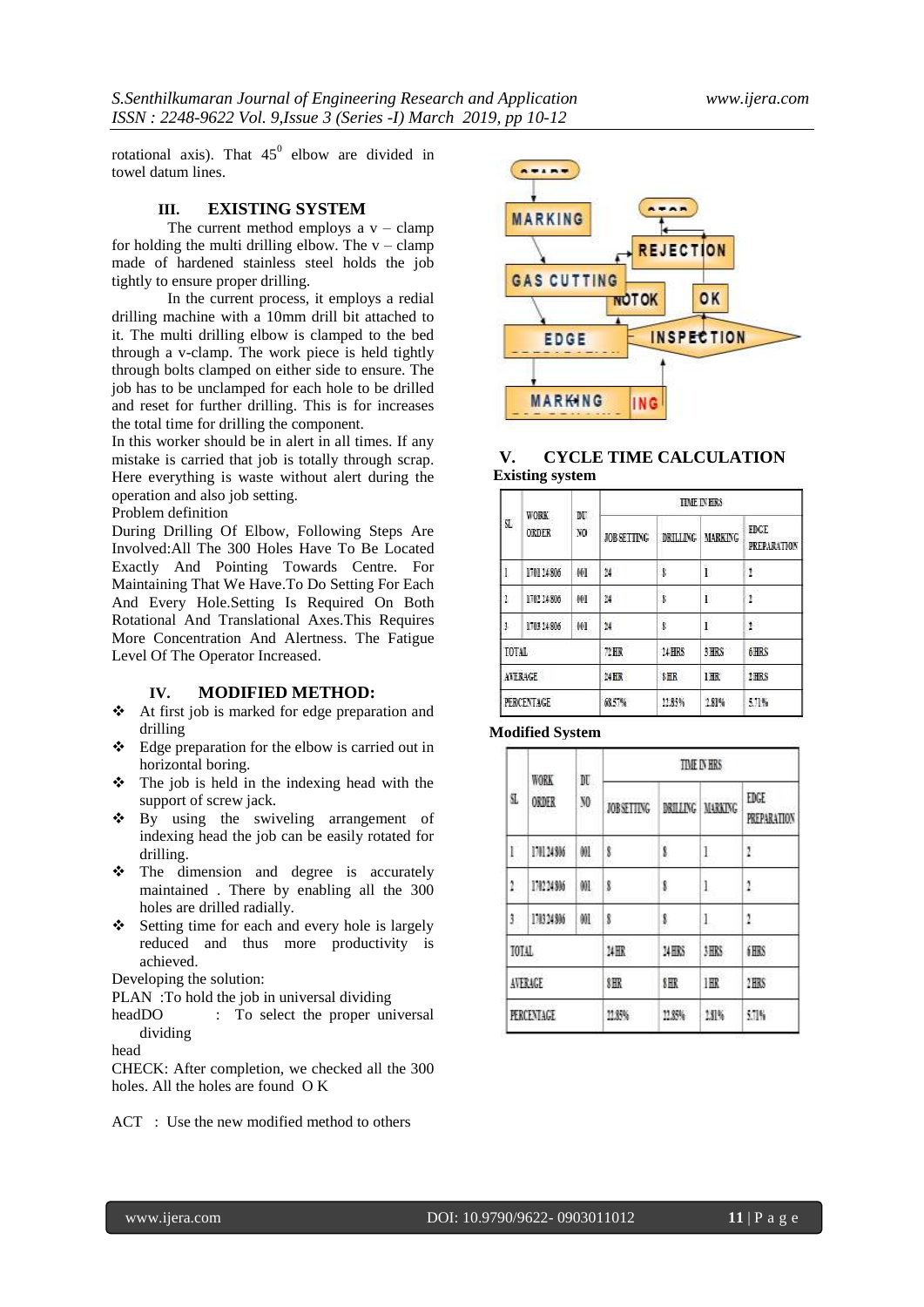rotational axis). That $45^0$ elbow are divided in towel datum lines.

## III. EXISTING SYSTEM

The current method employs a v – clamp for holding the multi drilling elbow. The v – clamp made of hardened stainless steel holds the job tightly to ensure proper drilling.

In the current process, it employs a redial drilling machine with a 10mm drill bit attached to it. The multi drilling elbow is clamped to the bed through a v-clamp. The work piece is held tightly through bolts clamped on either side to ensure. The job has to be unclamped for each hole to be drilled and reset for further drilling. This is for increases the total time for drilling the component.

In this worker should be in alert in all times. If any mistake is carried that job is totally through scrap. Here everything is waste without alert during the operation and also job setting.

Problem definition

During Drilling Of Elbow, Following Steps Are Involved:All The 300 Holes Have To Be Located Exactly And Pointing Towards Centre. For Maintaining That We Have.To Do Setting For Each And Every Hole.Setting Is Required On Both Rotational And Translational Axes.This Requires More Concentration And Alertness. The Fatigue Level Of The Operator Increased.

## IV. MODIFIED METHOD:

- At first job is marked for edge preparation and drilling
- Edge preparation for the elbow is carried out in horizontal boring.
- The job is held in the indexing head with the support of screw jack.
- By using the swiveling arrangement of indexing head the job can be easily rotated for drilling.
- The dimension and degree is accurately maintained . There by enabling all the 300 holes are drilled radially.
- Setting time for each and every hole is largely reduced and thus more productivity is achieved.

Developing the solution:

PLAN :To hold the job in universal dividing headDO : To select the proper universal dividing head

CHECK: After completion, we checked all the 300 holes. All the holes are found O K

ACT : Use the new modified method to others

## V. CYCLE TIME CALCULATION

**Existing system**

| SL | WORK ORDER | DU NO | TIME IN HRS | | | |
|---|---|---|---|---|---|---|
| | | | JOB SETTING | DRILLING | MARKING | EDGE PREPARATION |
| 1 | 1701 24 806 | 001 | 24 | 8 | 1 | 2 |
| 2 | 1702 24 806 | 001 | 24 | 8 | 1 | 2 |
| 3 | 1703 24 806 | 001 | 24 | 8 | 1 | 2 |
| TOTAL | | | 72 HR | 24 HRS | 3 HRS | 6 HRS |
| AVERAGE | | | 24 HR | 8 HR | 1 HR | 2 HRS |
| PERCENTAGE | | | 68.57% | 22.85% | 2.81% | 5.71% |

**Modified System**

| SL | WORK ORDER | DU NO | TIME IN HRS | | | |
|---|---|---|---|---|---|---|
| | | | JOB SETTING | DRILLING | MARKING | EDGE PREPARATION |
| 1 | 1701 24 806 | 001 | 8 | 8 | 1 | 2 |
| 2 | 1702 24 806 | 001 | 8 | 8 | 1 | 2 |
| 3 | 1703 24 806 | 001 | 8 | 8 | 1 | 2 |
| TOTAL | | | 24 HR | 24 HRS | 3 HRS | 6 HRS |
| AVERAGE | | | 8 HR | 8 HR | 1 HR | 2 HRS |
| PERCENTAGE | | | 22.85% | 22.85% | 2.81% | 5.71% |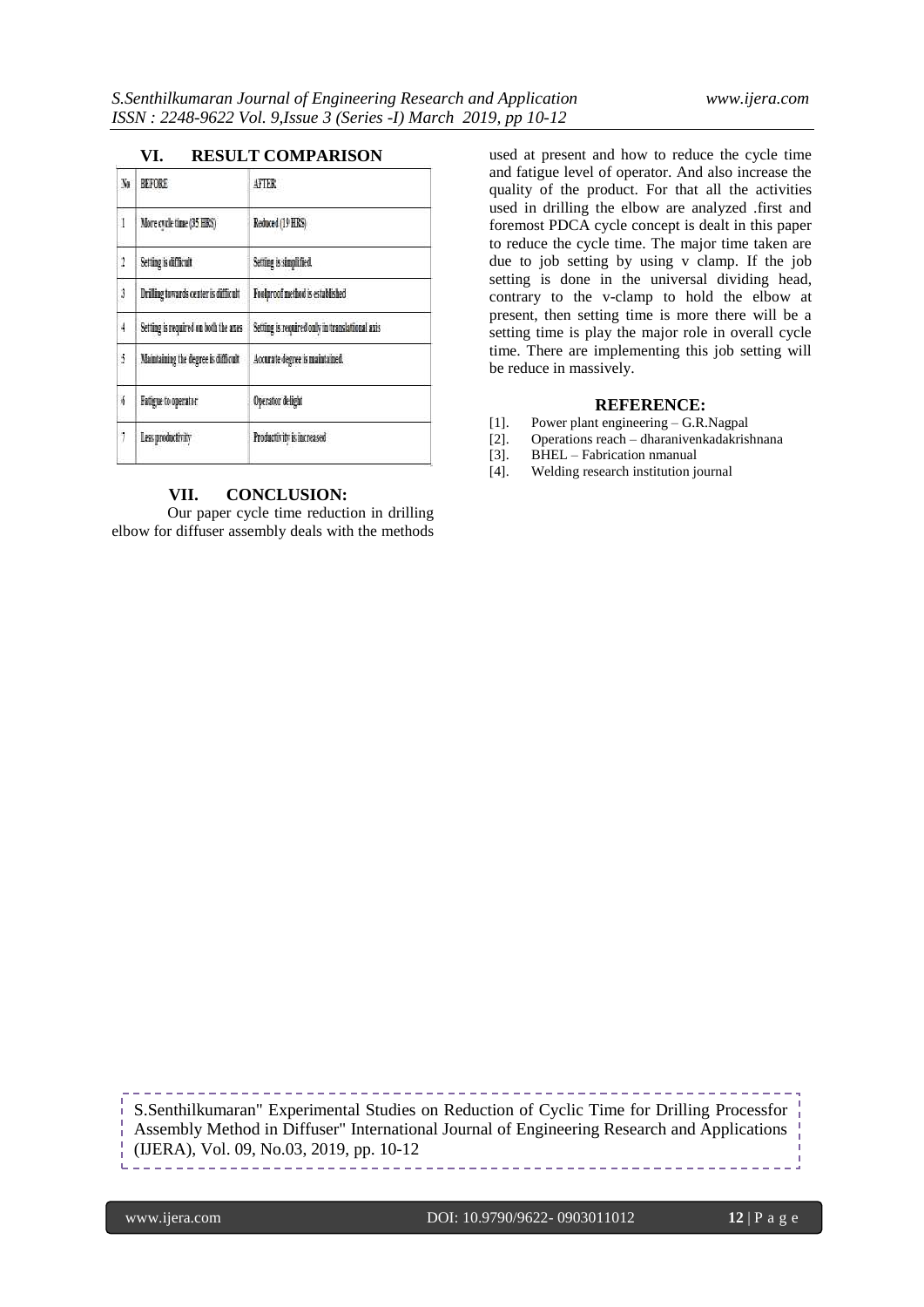## VI. RESULT COMPARISON

| No | BEFORE | AFTER |
|---|---|---|
| 1 | More cycle time (35 HRS) | Reduced (19 HRS) |
| 2 | Setting is difficult | Setting is simplified. |
| 3 | Drilling towards center is difficult | Foolproof method is established |
| 4 | Setting is required on both the axes | Setting is required only in translational axis |
| 5 | Maintaining the degree is difficult | Accurate degree is maintained. |
| 6 | Fatigue to operator | Operator delight |
| 7 | Less productivity | Productivity is increased |

## VII. CONCLUSION:

Our paper cycle time reduction in drilling elbow for diffuser assembly deals with the methods used at present and how to reduce the cycle time and fatigue level of operator. And also increase the quality of the product. For that all the activities used in drilling the elbow are analyzed .first and foremost PDCA cycle concept is dealt in this paper to reduce the cycle time. The major time taken are due to job setting by using v clamp. If the job setting is done in the universal dividing head, contrary to the v-clamp to hold the elbow at present, then setting time is more there will be a setting time is play the major role in overall cycle time. There are implementing this job setting will be reduce in massively.

## REFERENCE:

[1]. Power plant engineering – G.R.Nagpal
[2]. Operations reach – dharanivenkadakrishnana
[3]. BHEL – Fabrication nmanual
[4]. Welding research institution journal

S.Senthilkumaran" Experimental Studies on Reduction of Cyclic Time for Drilling Processfor Assembly Method in Diffuser" International Journal of Engineering Research and Applications (IJERA), Vol. 09, No.03, 2019, pp. 10-12